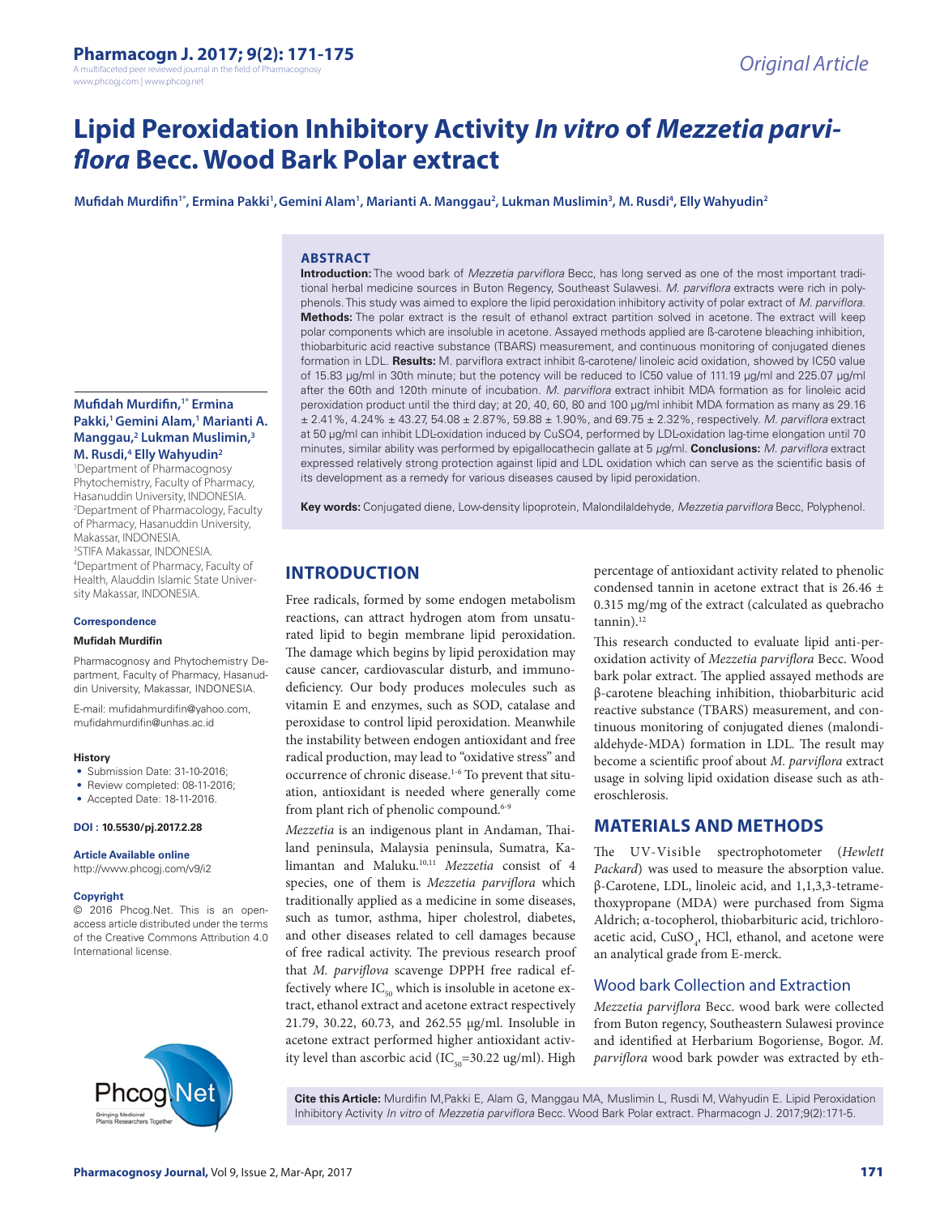# Lipid Peroxidation Inhibitory Activity *In vitro* of *Mezzetia parviflora* Becc. Wood Bark Polar extract

**Mufidah Murdifin[1*], Ermina Pakki[1], Gemini Alam[1], Marianti A. Manggau[2], Lukman Muslimin[3], M. Rusdi[4], Elly Wahyudin[2]**

[1]Department of Pharmacognosy Phytochemistry, Faculty of Pharmacy, Hasanuddin University, INDONESIA.
[2]Department of Pharmacology, Faculty of Pharmacy, Hasanuddin University, Makassar, INDONESIA.
[3]STIFA Makassar, INDONESIA.
[4]Department of Pharmacy, Faculty of Health, Alauddin Islamic State University Makassar, INDONESIA.

**Correspondence**

**Mufidah Murdifin**

Pharmacognosy and Phytochemistry Department, Faculty of Pharmacy, Hasanuddin University, Makassar, INDONESIA.

E-mail: mufidahmurdifin@yahoo.com, mufidahmurdifin@unhas.ac.id

**History**

- Submission Date: 31-10-2016;
- Review completed: 08-11-2016;
- Accepted Date: 18-11-2016.

**DOI : 10.5530/pj.2017.2.28**

**Article Available online**

http://www.phcogj.com/v9/i2

**Copyright**

© 2016 Phcog.Net. This is an open-access article distributed under the terms of the Creative Commons Attribution 4.0 International license.

## ABSTRACT

**Introduction:** The wood bark of *Mezzetia parviflora* Becc, has long served as one of the most important traditional herbal medicine sources in Buton Regency, Southeast Sulawesi. *M. parviflora* extracts were rich in polyphenols. This study was aimed to explore the lipid peroxidation inhibitory activity of polar extract of *M. parviflora*. **Methods:** The polar extract is the result of ethanol extract partition solved in acetone. The extract will keep polar components which are insoluble in acetone. Assayed methods applied are ß-carotene bleaching inhibition, thiobarbituric acid reactive substance (TBARS) measurement, and continuous monitoring of conjugated dienes formation in LDL. **Results:** M. parviflora extract inhibit ß-carotene/ linoleic acid oxidation, showed by IC50 value of 15.83 µg/ml in 30th minute; but the potency will be reduced to IC50 value of 111.19 µg/ml and 225.07 µg/ml after the 60th and 120th minute of incubation. *M. parviflora* extract inhibit MDA formation as for linoleic acid peroxidation product until the third day; at 20, 40, 60, 80 and 100 µg/ml inhibit MDA formation as many as 29.16 ± 2.41%, 4.24% ± 43.27, 54.08 ± 2.87%, 59.88 ± 1.90%, and 69.75 ± 2.32%, respectively. *M. parviflora* extract at 50 µg/ml can inhibit LDL-oxidation induced by CuSO4, performed by LDL-oxidation lag-time elongation until 70 minutes, similar ability was performed by epigallocatechin gallate at 5 µg/ml. **Conclusions:** *M. parviflora* extract expressed relatively strong protection against lipid and LDL oxidation which can serve as the scientific basis of its development as a remedy for various diseases caused by lipid peroxidation.

**Key words:** Conjugated diene, Low-density lipoprotein, Malondilaldehyde, *Mezzetia parviflora* Becc, Polyphenol.

## INTRODUCTION

Free radicals, formed by some endogen metabolism reactions, can attract hydrogen atom from unsaturated lipid to begin membrane lipid peroxidation. The damage which begins by lipid peroxidation may cause cancer, cardiovascular disturb, and immunodeficiency. Our body produces molecules such as vitamin E and enzymes, such as SOD, catalase and peroxidase to control lipid peroxidation. Meanwhile the instability between endogen antioxidant and free radical production, may lead to "oxidative stress" and occurrence of chronic disease.[1-6] To prevent that situation, antioxidant is needed where generally come from plant rich of phenolic compound.[6-9]

*Mezzetia* is an indigenous plant in Andaman, Thailand peninsula, Malaysia peninsula, Sumatra, Kalimantan and Maluku.[10,11] *Mezzetia* consist of 4 species, one of them is *Mezzetia parviflora* which traditionally applied as a medicine in some diseases, such as tumor, asthma, hiper cholestrol, diabetes, and other diseases related to cell damages because of free radical activity. The previous research proof that *M. parviflova* scavenge DPPH free radical effectively where $IC_{50}$ which is insoluble in acetone extract, ethanol extract and acetone extract respectively 21.79, 30.22, 60.73, and 262.55 µg/ml. Insoluble in acetone extract performed higher antioxidant activity level than ascorbic acid ($IC_{50}$=30.22 ug/ml). High percentage of antioxidant activity related to phenolic condensed tannin in acetone extract that is 26.46 ± 0.315 mg/mg of the extract (calculated as quebracho tannin).[12]

This research conducted to evaluate lipid anti-peroxidation activity of *Mezzetia parviflora* Becc. Wood bark polar extract. The applied assayed methods are β-carotene bleaching inhibition, thiobarbituric acid reactive substance (TBARS) measurement, and continuous monitoring of conjugated dienes (malondialdehyde-MDA) formation in LDL. The result may become a scientific proof about *M. parviflora* extract usage in solving lipid oxidation disease such as atheroschlerosis.

## MATERIALS AND METHODS

The UV-Visible spectrophotometer (*Hewlett Packard*) was used to measure the absorption value. β-Carotene, LDL, linoleic acid, and 1,1,3,3-tetramethoxypropane (MDA) were purchased from Sigma Aldrich; α-tocopherol, thiobarbituric acid, trichloroacetic acid, $CuSO_4$, HCl, ethanol, and acetone were an analytical grade from E-merck.

### Wood bark Collection and Extraction

*Mezzetia parviflora* Becc. wood bark were collected from Buton regency, Southeastern Sulawesi province and identified at Herbarium Bogoriense, Bogor. *M. parviflora* wood bark powder was extracted by eth-

**Cite this Article:** Murdifin M,Pakki E, Alam G, Manggau MA, Muslimin L, Rusdi M, Wahyudin E. Lipid Peroxidation Inhibitory Activity *In vitro* of *Mezzetia parviflora* Becc. Wood Bark Polar extract. Pharmacogn J. 2017;9(2):171-5.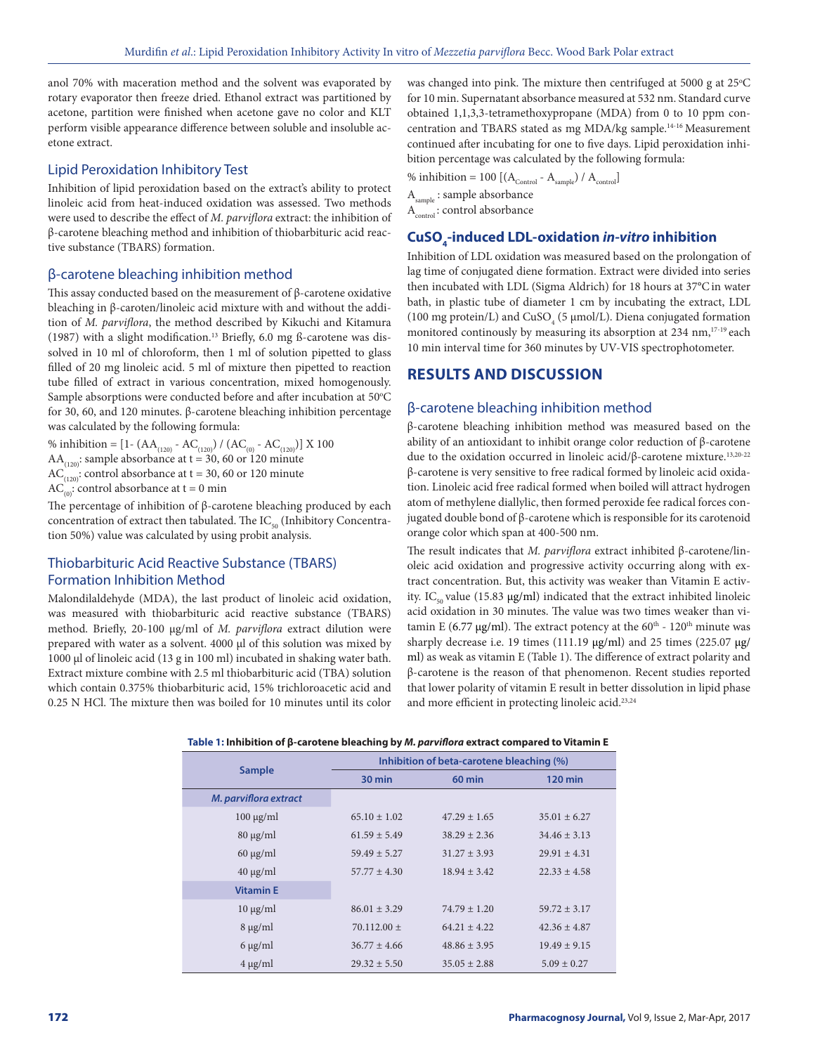anol 70% with maceration method and the solvent was evaporated by rotary evaporator then freeze dried. Ethanol extract was partitioned by acetone, partition were finished when acetone gave no color and KLT perform visible appearance difference between soluble and insoluble acetone extract.

## Lipid Peroxidation Inhibitory Test

Inhibition of lipid peroxidation based on the extract's ability to protect linoleic acid from heat-induced oxidation was assessed. Two methods were used to describe the effect of *M. parviflora* extract: the inhibition of β-carotene bleaching method and inhibition of thiobarbituric acid reactive substance (TBARS) formation.

## β-carotene bleaching inhibition method

This assay conducted based on the measurement of β-carotene oxidative bleaching in β-caroten/linoleic acid mixture with and without the addition of *M. parviflora*, the method described by Kikuchi and Kitamura (1987) with a slight modification.[13] Briefly, 6.0 mg ß-carotene was dissolved in 10 ml of chloroform, then 1 ml of solution pipetted to glass filled of 20 mg linoleic acid. 5 ml of mixture then pipetted to reaction tube filled of extract in various concentration, mixed homogenously. Sample absorptions were conducted before and after incubation at 50°C for 30, 60, and 120 minutes. β-carotene bleaching inhibition percentage was calculated by the following formula:

$$\% \text{ inhibition} = [1 - (AA_{(120)} - AC_{(120)}) / (AC_{(0)} - AC_{(120)})] \times 100$$

$AA_{(120)}$: sample absorbance at t = 30, 60 or 120 minute
$AC_{(120)}$: control absorbance at t = 30, 60 or 120 minute
$AC_{(0)}$: control absorbance at t = 0 min

The percentage of inhibition of β-carotene bleaching produced by each concentration of extract then tabulated. The $IC_{50}$ (Inhibitory Concentration 50%) value was calculated by using probit analysis.

## Thiobarbituric Acid Reactive Substance (TBARS) Formation Inhibition Method

Malondilaldehyde (MDA), the last product of linoleic acid oxidation, was measured with thiobarbituric acid reactive substance (TBARS) method. Briefly, 20-100 µg/ml of *M. parviflora* extract dilution were prepared with water as a solvent. 4000 µl of this solution was mixed by 1000 µl of linoleic acid (13 g in 100 ml) incubated in shaking water bath. Extract mixture combine with 2.5 ml thiobarbituric acid (TBA) solution which contain 0.375% thiobarbituric acid, 15% trichloroacetic acid and 0.25 N HCl. The mixture then was boiled for 10 minutes until its color was changed into pink. The mixture then centrifuged at 5000 g at 25°C for 10 min. Supernatant absorbance measured at 532 nm. Standard curve obtained 1,1,3,3-tetramethoxypropane (MDA) from 0 to 10 ppm concentration and TBARS stated as mg MDA/kg sample.[14-16] Measurement continued after incubating for one to five days. Lipid peroxidation inhibition percentage was calculated by the following formula:

$$\% \text{ inhibition} = 100\ [(A_{Control} - A_{sample}) / A_{control}]$$

$A_{sample}$ : sample absorbance
$A_{control}$ : control absorbance

## $CuSO_4$-induced LDL-oxidation *in-vitro* inhibition

Inhibition of LDL oxidation was measured based on the prolongation of lag time of conjugated diene formation. Extract were divided into series then incubated with LDL (Sigma Aldrich) for 18 hours at 37°C in water bath, in plastic tube of diameter 1 cm by incubating the extract, LDL (100 mg protein/L) and $CuSO_4$ (5 µmol/L). Diena conjugated formation monitored continously by measuring its absorption at 234 nm,[17-19] each 10 min interval time for 360 minutes by UV-VIS spectrophotometer.

# RESULTS AND DISCUSSION

## β-carotene bleaching inhibition method

β-carotene bleaching inhibition method was measured based on the ability of an antioxidant to inhibit orange color reduction of β-carotene due to the oxidation occurred in linoleic acid/β-carotene mixture.[13,20-22] β-carotene is very sensitive to free radical formed by linoleic acid oxidation. Linoleic acid free radical formed when boiled will attract hydrogen atom of methylene diallylic, then formed peroxide fee radical forces conjugated double bond of β-carotene which is responsible for its carotenoid orange color which span at 400-500 nm.

The result indicates that *M. parviflora* extract inhibited β-carotene/linoleic acid oxidation and progressive activity occurring along with extract concentration. But, this activity was weaker than Vitamin E activity. $IC_{50}$ value (15.83 µg/ml) indicated that the extract inhibited linoleic acid oxidation in 30 minutes. The value was two times weaker than vitamin E (6.77 µg/ml). The extract potency at the 60th - 120th minute was sharply decrease i.e. 19 times (111.19 µg/ml) and 25 times (225.07 µg/ml) as weak as vitamin E (Table 1). The difference of extract polarity and β-carotene is the reason of that phenomenon. Recent studies reported that lower polarity of vitamin E result in better dissolution in lipid phase and more efficient in protecting linoleic acid.[23,24]

**Table 1: Inhibition of β-carotene bleaching by *M. parviflora* extract compared to Vitamin E**

| Sample | Inhibition of beta-carotene bleaching (%) | | |
|---|---|---|---|
| | 30 min | 60 min | 120 min |
| ***M. parviflora extract*** | | | |
| 100 µg/ml | 65.10 ± 1.02 | 47.29 ± 1.65 | 35.01 ± 6.27 |
| 80 µg/ml | 61.59 ± 5.49 | 38.29 ± 2.36 | 34.46 ± 3.13 |
| 60 µg/ml | 59.49 ± 5.27 | 31.27 ± 3.93 | 29.91 ± 4.31 |
| 40 µg/ml | 57.77 ± 4.30 | 18.94 ± 3.42 | 22.33 ± 4.58 |
| **Vitamin E** | | | |
| 10 µg/ml | 86.01 ± 3.29 | 74.79 ± 1.20 | 59.72 ± 3.17 |
| 8 µg/ml | 70.112.00 ± | 64.21 ± 4.22 | 42.36 ± 4.87 |
| 6 µg/ml | 36.77 ± 4.66 | 48.86 ± 3.95 | 19.49 ± 9.15 |
| 4 µg/ml | 29.32 ± 5.50 | 35.05 ± 2.88 | 5.09 ± 0.27 |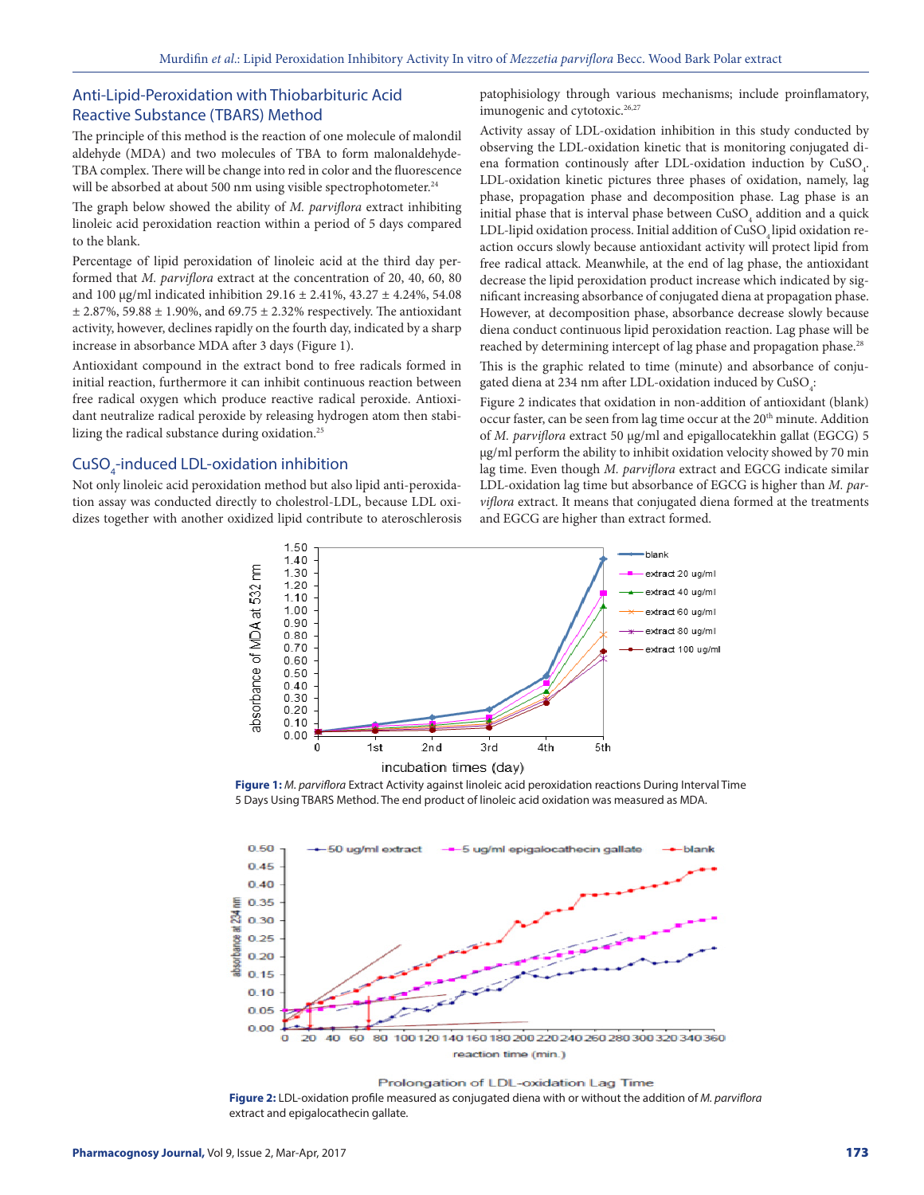## Anti-Lipid-Peroxidation with Thiobarbituric Acid Reactive Substance (TBARS) Method

The principle of this method is the reaction of one molecule of malondil aldehyde (MDA) and two molecules of TBA to form malonaldehyde-TBA complex. There will be change into red in color and the fluorescence will be absorbed at about 500 nm using visible spectrophotometer.[24]

The graph below showed the ability of *M. parviflora* extract inhibiting linoleic acid peroxidation reaction within a period of 5 days compared to the blank.

Percentage of lipid peroxidation of linoleic acid at the third day performed that *M. parviflora* extract at the concentration of 20, 40, 60, 80 and 100 µg/ml indicated inhibition 29.16 ± 2.41%, 43.27 ± 4.24%, 54.08 ± 2.87%, 59.88 ± 1.90%, and 69.75 ± 2.32% respectively. The antioxidant activity, however, declines rapidly on the fourth day, indicated by a sharp increase in absorbance MDA after 3 days (Figure 1).

Antioxidant compound in the extract bond to free radicals formed in initial reaction, furthermore it can inhibit continuous reaction between free radical oxygen which produce reactive radical peroxide. Antioxidant neutralize radical peroxide by releasing hydrogen atom then stabilizing the radical substance during oxidation.[25]

## $CuSO_4$-induced LDL-oxidation inhibition

Not only linoleic acid peroxidation method but also lipid anti-peroxidation assay was conducted directly to cholestrol-LDL, because LDL oxidizes together with another oxidized lipid contribute to ateroschlerosis patophisiology through various mechanisms; include proinflamatory, imunogenic and cytotoxic.[26,27]

Activity assay of LDL-oxidation inhibition in this study conducted by observing the LDL-oxidation kinetic that is monitoring conjugated diena formation continously after LDL-oxidation induction by $CuSO_4$. LDL-oxidation kinetic pictures three phases of oxidation, namely, lag phase, propagation phase and decomposition phase. Lag phase is an initial phase that is interval phase between $CuSO_4$ addition and a quick LDL-lipid oxidation process. Initial addition of $CuSO_4$ lipid oxidation reaction occurs slowly because antioxidant activity will protect lipid from free radical attack. Meanwhile, at the end of lag phase, the antioxidant decrease the lipid peroxidation product increase which indicated by significant increasing absorbance of conjugated diena at propagation phase. However, at decomposition phase, absorbance decrease slowly because diena conduct continuous lipid peroxidation reaction. Lag phase will be reached by determining intercept of lag phase and propagation phase.[28]

This is the graphic related to time (minute) and absorbance of conjugated diena at 234 nm after LDL-oxidation induced by $CuSO_4$:

Figure 2 indicates that oxidation in non-addition of antioxidant (blank) occur faster, can be seen from lag time occur at the 20[th] minute. Addition of *M. parviflora* extract 50 µg/ml and epigallocatekhin gallat (EGCG) 5 µg/ml perform the ability to inhibit oxidation velocity showed by 70 min lag time. Even though *M. parviflora* extract and EGCG indicate similar LDL-oxidation lag time but absorbance of EGCG is higher than *M. parviflora* extract. It means that conjugated diena formed at the treatments and EGCG are higher than extract formed.

**Figure 1:** *M. parviflora* Extract Activity against linoleic acid peroxidation reactions During Interval Time 5 Days Using TBARS Method. The end product of linoleic acid oxidation was measured as MDA.

**Figure 2:** LDL-oxidation profile measured as conjugated diena with or without the addition of *M. parviflora* extract and epigalocathecin gallate.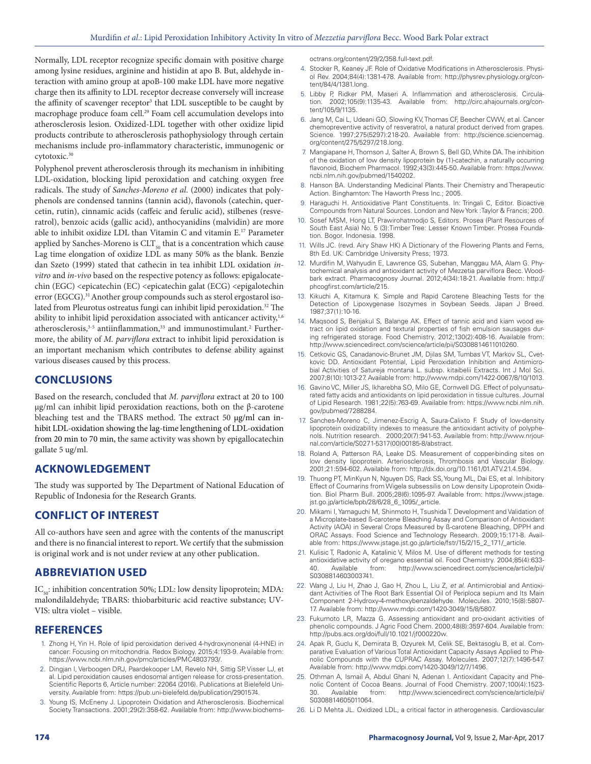Normally, LDL receptor recognize specific domain with positive charge among lysine residues, arginine and histidin at apo B. But, aldehyde interaction with amino group at apoB-100 make LDL have more negative charge then its affinity to LDL receptor decrease conversely will increase the affinity of scavenger receptor[3] that LDL susceptible to be caught by macrophage produce foam cell.[29] Foam cell accumulation develops into atherosclerosis lesion. Oxidized-LDL together with other oxidize lipid products contribute to atherosclerosis pathophysiology through certain mechanisms include pro-inflammatory characteristic, immunogenic or cytotoxic.[30]

Polyphenol prevent atherosclerosis through its mechanism in inhibiting LDL-oxidation, blocking lipid peroxidation and catching oxygen free radicals. The study of *Sanches-Moreno et al.* (2000) indicates that polyphenols are condensed tannins (tannin acid), flavonols (catechin, quercetin, rutin), cinnamic acids (caffeic and ferulic acid), stilbenes (resveratrol), benzoic acids (gallic acid), anthocyanidins (malvidin) are more able to inhibit oxidize LDL than Vitamin C and vitamin E.[17] Parameter applied by Sanches-Moreno is $CLT_{50}$ that is a concentration which cause Lag time elongation of oxidize LDL as many 50% as the blank. Benzie dan Szeto (1999) stated that cathecin in tea inhibit LDL oxidation *in-vitro* and *in-vivo* based on the respective potency as follows: epigalocatechin (EGC) <epicatechin (EC) <epicatechin galat (ECG) <epigalotechin error (EGCG).[31] Another group compounds such as sterol ergostarol isolated from Pleurotus ostreatus fungi can inhibit lipid peroxidation.[32] The ability to inhibit lipid peroxidation associated with anticancer activity,[1,6] atherosclerosis,[3-5] antiinflammation,[33] and immunostimulant.[2] Furthermore, the ability of *M. parviflora* extract to inhibit lipid peroxidation is an important mechanism which contributes to defense ability against various diseases caused by this process.

## CONCLUSIONS

Based on the research, concluded that *M. parviflora* extract at 20 to 100 μg/ml can inhibit lipid peroxidation reactions, both on the β-carotene bleaching test and the TBARS method. The extract 50 μg/ml can inhibit LDL-oxidation showing the lag-time lengthening of LDL-oxidation from 20 min to 70 min, the same activity was shown by epigallocatechin gallate 5 ug/ml.

## ACKNOWLEDGEMENT

The study was supported by The Department of National Education of Republic of Indonesia for the Research Grants.

## CONFLICT OF INTEREST

All co-authors have seen and agree with the contents of the manuscript and there is no financial interest to report. We certify that the submission is original work and is not under review at any other publication.

## ABBREVIATION USED

$IC_{50}$: inhibition concentration 50%; LDL: low density lipoprotein; MDA: malondilaldehyde; TBARS: thiobarbituric acid reactive substance; UV-VIS: ultra violet – visible.

## REFERENCES

1. Zhong H, Yin H. Role of lipid peroxidation derived 4-hydroxynonenal (4-HNE) in cancer: Focusing on mitochondria. Redox Biology. 2015;4:193-9. Available from: https://www.ncbi.nlm.nih.gov/pmc/articles/PMC4803793/.
2. Dingjan I, Verboogen DRJ, Paardekooper LM, Revelo NH, Sittig SP, Visser LJ, et al. Lipid peroxidation causes endosomal antigen release for cross-presentation. Scientific Reports 6, Article number: 22064 (2016). Publications at Bielefeld University. Available from: https://pub.uni-bielefeld.de/publication/2901574.
3. Young IS, McEneny J. Lipoprotein Oxidation and Atherosclerosis. Biochemical Society Transactions. 2001;29(2):358-62. Available from: http://www.biochemsoctrans.org/content/29/2/358.full-text.pdf.
4. Stocker R, Keaney JF. Role of Oxidative Modifications in Atherosclerosis. Physiol Rev. 2004;84(4):1381-478. Available from: http://physrev.physiology.org/content/84/4/1381.long.
5. Libby P, Ridker PM, Maseri A. Inflammation and atherosclerosis. Circulation. 2002;105(9):1135-43. Available from: http://circ.ahajournals.org/content/105/9/1135.
6. Jang M, Cai L, Udeani GO, Slowing KV, Thomas CF, Beecher CWW, et al. Cancer chemopreventive activity of resveratrol, a natural product derived from grapes. Science. 1997;275(5297):218-20. Available from: http://science.sciencemag.org/content/275/5297/218.long.
7. Mangiapane H, Thomson J, Salter A, Brown S, Bell GD, White DA. The inhibition of the oxidation of low density lipoprotein by (1)-catechin, a naturally occurring flavonoid, Biochem Pharmacol. 1992;43(3):445-50. Available from: https://www.ncbi.nlm.nih.gov/pubmed/1540202.
8. Hanson BA. Understanding Medicinal Plants. Their Chemistry and Therapeutic Action. Binghamton: The Haworth Press Inc.; 2005.
9. Haraguchi H. Antioxidative Plant Constituents. In: Tringali C, Editor. Bioactive Compounds from Natural Sources. London and New York :Taylor & Francis; 200.
10. Sosef MSM, Hong LT, Prawirohatmodjo S, Editors. Prosea (Plant Resources of South East Asia) No. 5 (3):Timber Tree: Lesser Known Timber. Prosea Foundation. Bogor. Indonesia. 1998.
11. Wills JC. (revd. Airy Shaw HK) A Dictionary of the Flowering Plants and Ferns, 8th Ed. UK: Cambridge University Press; 1973.
12. Murdifin M, Wahyudin E, Lawrence GS, Subehan, Manggau MA, Alam G. Phytochemical analysis and antioxidant activity of Mezzetia parviflora Becc. Woodbark extract. Pharmacognosy Journal. 2012;4(34):18-21. Available from: http://phcogfirst.com/article/215.
13. Kikuchi A, Kitamura K. Simple and Rapid Carotene Bleaching Tests for the Detection of Lipoxygenase Isozymes in Soybean Seeds. Japan J Breed. 1987;37(1):10-16.
14. Maqsood S, Benjakul S, Balange AK. Effect of tannic acid and kiam wood extract on lipid oxidation and textural properties of fish emulsion sausages during refrigerated storage. Food Chemistry. 2012;130(2):408-16. Available from: http://www.sciencedirect.com/science/article/pii/S0308814611010260.
15. Cetkovic GS, Canadanovic-Brunet JM, Djilas SM, Tumbas VT, Markov SL, Cvetkovic DD. Antioxidant Potential, Lipid Peroxidation Inhibition and Antimicrobial Activities of Satureja montana L. subsp. kitaibelii Extracts. Int J Mol Sci. 2007;8(10):1013-27. Available from: http://www.mdpi.com/1422-0067/8/10/1013.
16. Gavino VC, Miller JS, Ikharebha SO, Milo GE, Cornwell DG. Effect of polyunsaturated fatty acids and antioxidants on lipid peroxidation in tissue cultures. Journal of Lipid Research. 1981;22(5):763-69. Available from: https://www.ncbi.nlm.nih.gov/pubmed/7288284.
17. Sanches-Moreno C, Jimenez-Escrig A, Saura-Calixto F. Study of low-density lipoprotein oxidizability indexes to measure the antioxidant activity of polyphenols. Nutrition research. 2000;20(7):941-53. Available from: http://www.nrjournal.com/article/S0271-5317(00)00185-8/abstract.
18. Roland A, Patterson RA, Leake DS. Measurement of copper-binding sites on low density lipoprotein. Arteriosclerosis, Thrombosis and Vascular Biology. 2001;21:594-602. Available from: http://dx.doi.org/10.1161/01.ATV.21.4.594.
19. Thuong PT, MinKyun N, Nguyen DS, Rack SS, Young ML, Dai ES, et al. Inhibitory Effect of Coumarins from Wigela subsessilis on Low density Lipoprotein Oxidation. Biol Pharm Bull. 2005;28(6):1095-97. Available from: https://www.jstage.jst.go.jp/article/bpb/28/6/28_6_1095/_article.
20. Mikami I, Yamaguchi M, Shinmoto H, Tsushida T. Development and Validation of a Microplate-based ß-carotene Bleaching Assay and Comparison of Antioxidant Activity (AOA) in Several Crops Measured by ß-carotene Bleaching, DPPH and ORAC Assays. Food Science and Technology Research. 2009;15:171-8. Available from: https://www.jstage.jst.go.jp/article/fstr/15/2/15_2_171/_article.
21. Kulisic T, Radonic A, Katalinic V, Milos M. Use of different methods for testing antioxidative activity of oregano essential oil. Food Chemistry. 2004;85(4):633-40. Available from: http://www.sciencedirect.com/science/article/pii/S0308814603003741.
22. Wang J, Liu H, Zhao J, Gao H, Zhou L, Liu Z, *et al.* Antimicrobial and Antioxidant Activities of The Root Bark Essential Oil of Periploca sepium and Its Main Component 2-Hydroxy-4-methoxybenzaldehyde. Molecules. 2010;15(8):5807-17. Available from: http://www.mdpi.com/1420-3049/15/8/5807.
23. Fukumoto LR, Mazza G. Assessing antioxidant and pro-oxidant activities of phenolic compounds. J Agric Food Chem. 2000;48(8):3597-604. Available from: http://pubs.acs.org/doi/full/10.1021/jf000220w.
24. Apak R, Guclu K, Demirata B, Ozyurek M, Celik SE, Bektasoglu B, et al. Comparative Evaluation of Various Total Antioxidant Capacity Assays Applied to Phenolic Compounds with the CUPRAC Assay. Molecules. 2007;12(7):1496-547. Available from: http://www.mdpi.com/1420-3049/12/7/1496.
25. Othman A, Ismail A, Abdul Ghani N, Adenan I. Antioxidant Capacity and Phenolic Content of Cocoa Beans. Journal of Food Chemistry. 2007;100(4):1523-30. Available from: http://www.sciencedirect.com/science/article/pii/S0308814605011064.
26. Li D Mehta JL. Oxidized LDL, a critical factor in atherogenesis. Cardiovascular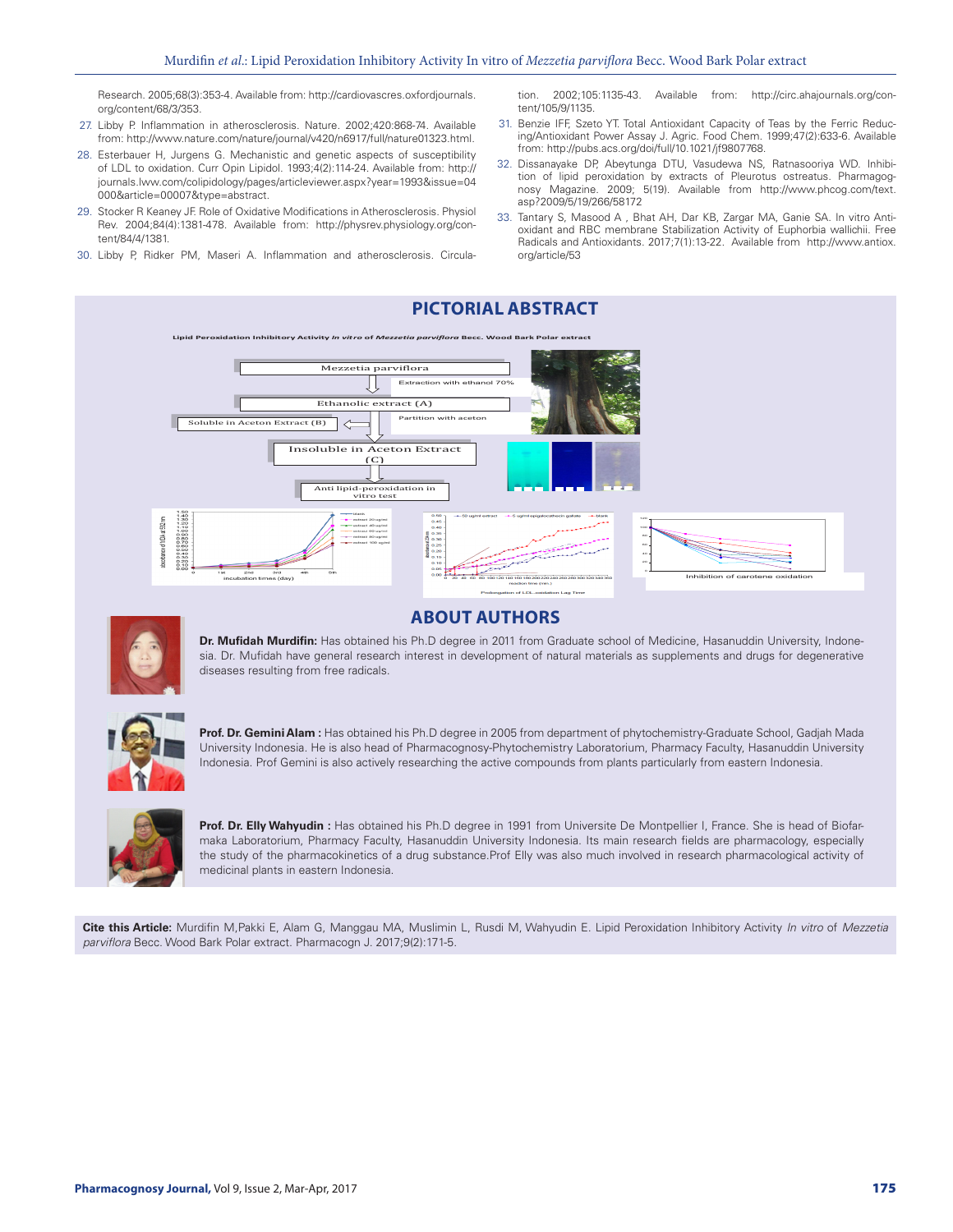Research. 2005;68(3):353-4. Available from: http://cardiovascres.oxfordjournals.org/content/68/3/353.

27. Libby P. Inflammation in atherosclerosis. Nature. 2002;420:868-74. Available from: http://www.nature.com/nature/journal/v420/n6917/full/nature01323.html.
28. Esterbauer H, Jurgens G. Mechanistic and genetic aspects of susceptibility of LDL to oxidation. Curr Opin Lipidol. 1993;4(2):114-24. Available from: http://journals.lww.com/colipidology/pages/articleviewer.aspx?year=1993&issue=04000&article=00007&type=abstract.
29. Stocker R Keaney JF. Role of Oxidative Modifications in Atherosclerosis. Physiol Rev. 2004;84(4):1381-478. Available from: http://physrev.physiology.org/content/84/4/1381.
30. Libby P, Ridker PM, Maseri A. Inflammation and atherosclerosis. Circulation. 2002;105:1135-43. Available from: http://circ.ahajournals.org/content/105/9/1135.
31. Benzie IFF, Szeto YT. Total Antioxidant Capacity of Teas by the Ferric Reducing/Antioxidant Power Assay J. Agric. Food Chem. 1999;47(2):633-6. Available from: http://pubs.acs.org/doi/full/10.1021/jf9807768.
32. Dissanayake DP, Abeytunga DTU, Vasudewa NS, Ratnasooriya WD. Inhibition of lipid peroxidation by extracts of Pleurotus ostreatus. Pharmagognosy Magazine. 2009; 5(19). Available from http://www.phcog.com/text.asp?2009/5/19/266/58172
33. Tantary S, Masood A , Bhat AH, Dar KB, Zargar MA, Ganie SA. In vitro Antioxidant and RBC membrane Stabilization Activity of Euphorbia wallichii. Free Radicals and Antioxidants. 2017;7(1):13-22. Available from http://www.antiox.org/article/53

## PICTORIAL ABSTRACT

Lipid Peroxidation Inhibitory Activity *In vitro* of *Mezzetia parviflora* Becc. Wood Bark Polar extract

Mezzetia parviflora

Extraction with ethanol 70%

Ethanolic extract (A)

Partition with aceton

Soluble in Aceton Extract (B)

Insoluble in Aceton Extract (C)

Anti lipid-peroxidation in vitro test

incubation times (day)

Prolongation of LDL oxidation Lag Time

Inhibition of carotene oxidation

## ABOUT AUTHORS

**Dr. Mufidah Murdifin:** Has obtained his Ph.D degree in 2011 from Graduate school of Medicine, Hasanuddin University, Indonesia. Dr. Mufidah have general research interest in development of natural materials as supplements and drugs for degenerative diseases resulting from free radicals.

**Prof. Dr. Gemini Alam :** Has obtained his Ph.D degree in 2005 from department of phytochemistry-Graduate School, Gadjah Mada University Indonesia. He is also head of Pharmacognosy-Phytochemistry Laboratorium, Pharmacy Faculty, Hasanuddin University Indonesia. Prof Gemini is also actively researching the active compounds from plants particularly from eastern Indonesia.

**Prof. Dr. Elly Wahyudin :** Has obtained his Ph.D degree in 1991 from Universite De Montpellier I, France. She is head of Biofarmaka Laboratorium, Pharmacy Faculty, Hasanuddin University Indonesia. Its main research fields are pharmacology, especially the study of the pharmacokinetics of a drug substance.Prof Elly was also much involved in research pharmacological activity of medicinal plants in eastern Indonesia.

**Cite this Article:** Murdifin M,Pakki E, Alam G, Manggau MA, Muslimin L, Rusdi M, Wahyudin E. Lipid Peroxidation Inhibitory Activity *In vitro* of *Mezzetia parviflora* Becc. Wood Bark Polar extract. Pharmacogn J. 2017;9(2):171-5.